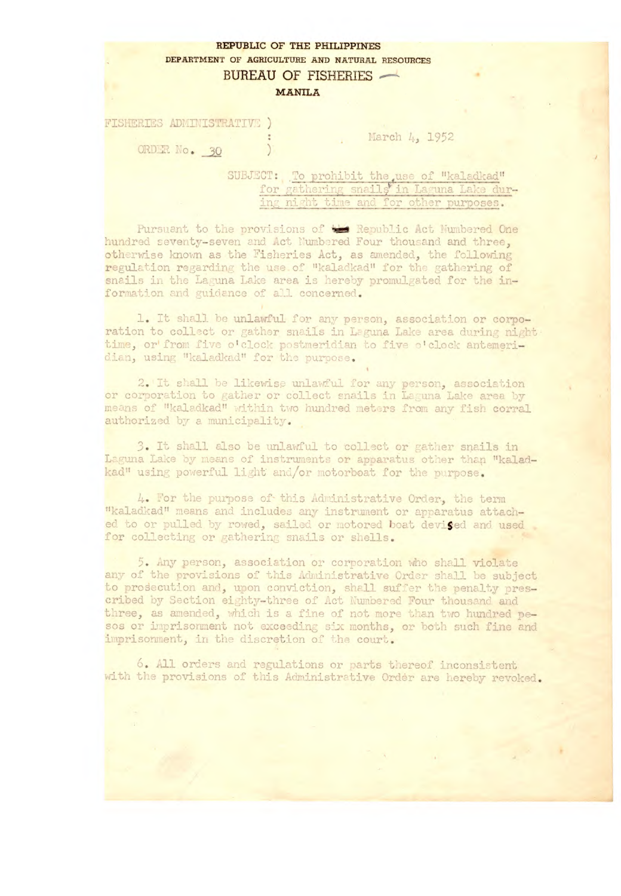**REPUBLIC OF THE PHILIPPINES**
**DEPARTMENT OF AGRICULTURE AND NATURAL RESOURCES**
**BUREAU OF FISHERIES**
**MANILA**

FISHERIES ADMINISTRATIVE )
:
ORDER No. 30 )

March 4, 1952

SUBJECT: To prohibit the use of "kaladkad" for gathering snails in Laguna Lake during night time and for other purposes.

Pursuant to the provisions of the Republic Act Numbered One hundred seventy-seven and Act Numbered Four thousand and three, otherwise known as the Fisheries Act, as amended, the following regulation regarding the use of "kaladkad" for the gathering of snails in the Laguna Lake area is hereby promulgated for the information and guidance of all concerned.

1. It shall be unlawful for any person, association or corporation to collect or gather snails in Laguna Lake area during night time, or from five o'clock postmeridian to five o'clock antemeridian, using "kaladkad" for the purpose.

2. It shall be likewise unlawful for any person, association or corporation to gather or collect snails in Laguna Lake area by means of "kaladkad" within two hundred meters from any fish corral authorized by a municipality.

3. It shall also be unlawful to collect or gather snails in Laguna Lake by means of instruments or apparatus other than "kaladkad" using powerful light and/or motorboat for the purpose.

4. For the purpose of this Administrative Order, the term "kaladkad" means and includes any instrument or apparatus attached to or pulled by rowed, sailed or motored boat devised and used for collecting or gathering snails or shells.

5. Any person, association or corporation who shall violate any of the provisions of this Administrative Order shall be subject to prosecution and, upon conviction, shall suffer the penalty prescribed by Section eighty-three of Act Numbered Four thousand and three, as amended, which is a fine of not more than two hundred pesos or imprisonment not exceeding six months, or both such fine and imprisonment, in the discretion of the court.

6. All orders and regulations or parts thereof inconsistent with the provisions of this Administrative Order are hereby revoked.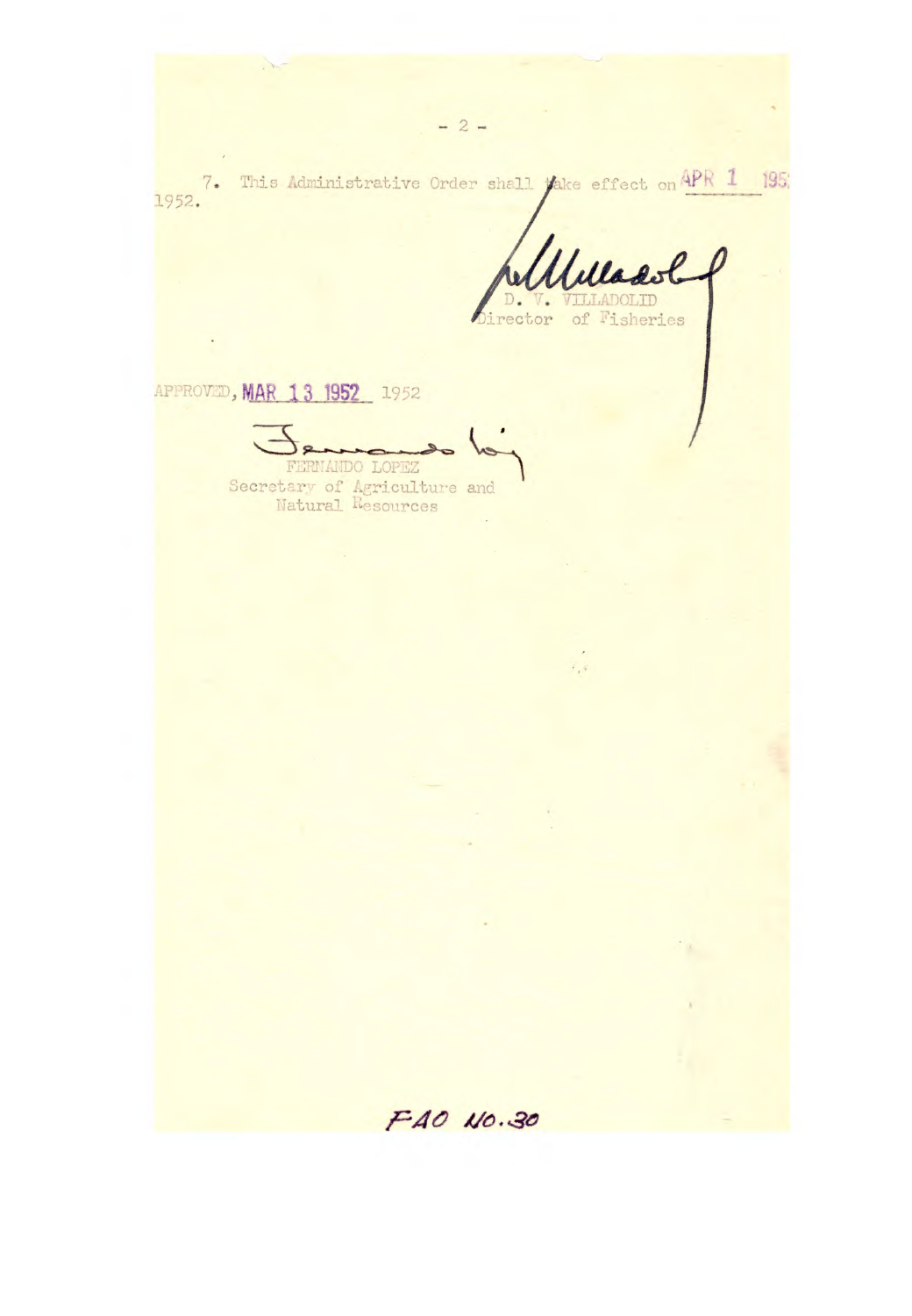7. This Administrative Order shall take effect on APR 1 1952
1952.

D. V. VILLADOLID
Director of Fisheries

APPROVED, MAR 13 1952 1952

FERNANDO LOPEZ
Secretary of Agriculture and
Natural Resources

FAO NO. 30